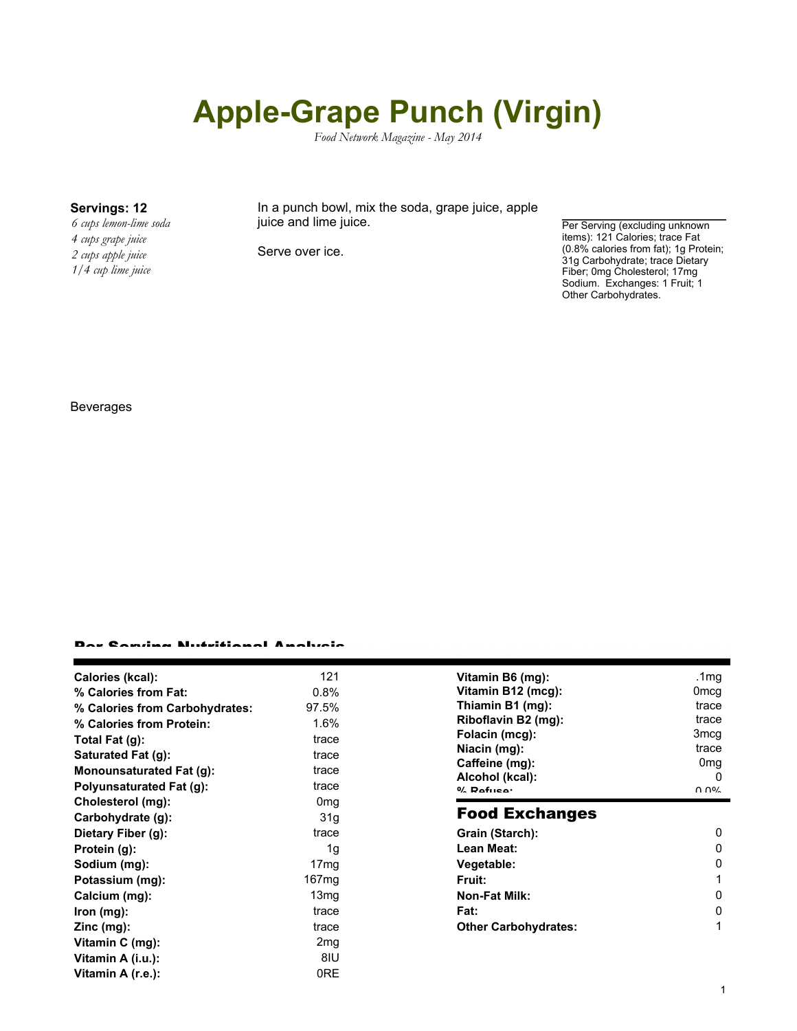# Apple-Grape Punch (Virgin)

*Food Network Magazine - May 2014*

**Servings: 12**

*6 cups lemon-lime soda*
*4 cups grape juice*
*2 cups apple juice*
*1/4 cup lime juice*

In a punch bowl, mix the soda, grape juice, apple juice and lime juice.

Serve over ice.

Per Serving (excluding unknown items): 121 Calories; trace Fat (0.8% calories from fat); 1g Protein; 31g Carbohydrate; trace Dietary Fiber; 0mg Cholesterol; 17mg Sodium. Exchanges: 1 Fruit; 1 Other Carbohydrates.

Beverages

## Per Serving Nutritional Analysis

| | |
|---|---|
| **Calories (kcal):** | 121 |
| **% Calories from Fat:** | 0.8% |
| **% Calories from Carbohydrates:** | 97.5% |
| **% Calories from Protein:** | 1.6% |
| **Total Fat (g):** | trace |
| **Saturated Fat (g):** | trace |
| **Monounsaturated Fat (g):** | trace |
| **Polyunsaturated Fat (g):** | trace |
| **Cholesterol (mg):** | 0mg |
| **Carbohydrate (g):** | 31g |
| **Dietary Fiber (g):** | trace |
| **Protein (g):** | 1g |
| **Sodium (mg):** | 17mg |
| **Potassium (mg):** | 167mg |
| **Calcium (mg):** | 13mg |
| **Iron (mg):** | trace |
| **Zinc (mg):** | trace |
| **Vitamin C (mg):** | 2mg |
| **Vitamin A (i.u.):** | 8IU |
| **Vitamin A (r.e.):** | 0RE |
| **Vitamin B6 (mg):** | .1mg |
| **Vitamin B12 (mcg):** | 0mcg |
| **Thiamin B1 (mg):** | trace |
| **Riboflavin B2 (mg):** | trace |
| **Folacin (mcg):** | 3mcg |
| **Niacin (mg):** | trace |
| **Caffeine (mg):** | 0mg |
| **Alcohol (kcal):** | 0 |
| **% Refuse:** | 0.0% |

## Food Exchanges

| | |
|---|---|
| **Grain (Starch):** | 0 |
| **Lean Meat:** | 0 |
| **Vegetable:** | 0 |
| **Fruit:** | 1 |
| **Non-Fat Milk:** | 0 |
| **Fat:** | 0 |
| **Other Carbohydrates:** | 1 |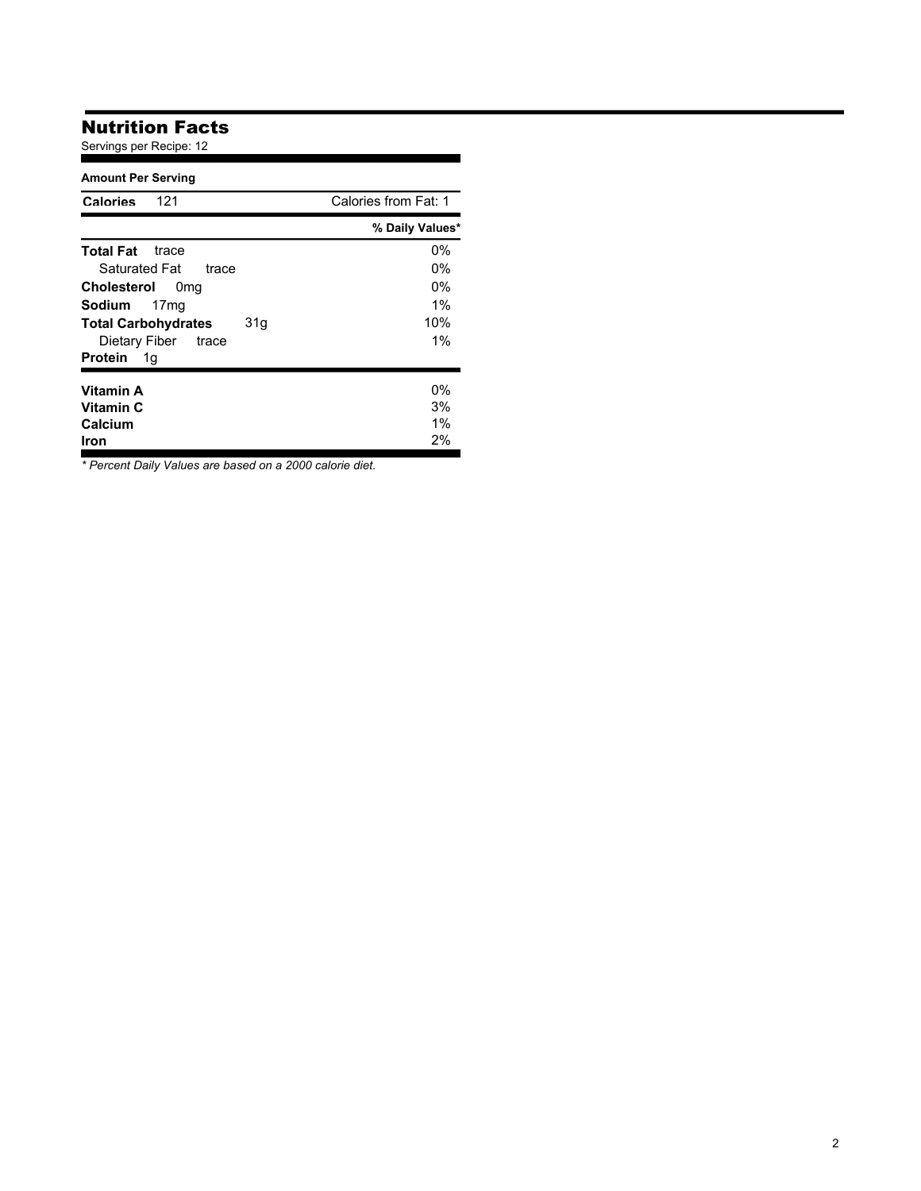## Nutrition Facts

Servings per Recipe: 12

**Amount Per Serving**

| | |
|---|---|
| **Calories** 121 | Calories from Fat: 1 |
| | **% Daily Values*** |
| **Total Fat** trace | 0% |
| Saturated Fat trace | 0% |
| **Cholesterol** 0mg | 0% |
| **Sodium** 17mg | 1% |
| **Total Carbohydrates** 31g | 10% |
| Dietary Fiber trace | 1% |
| **Protein** 1g | |
| **Vitamin A** | 0% |
| **Vitamin C** | 3% |
| **Calcium** | 1% |
| **Iron** | 2% |

*\* Percent Daily Values are based on a 2000 calorie diet.*